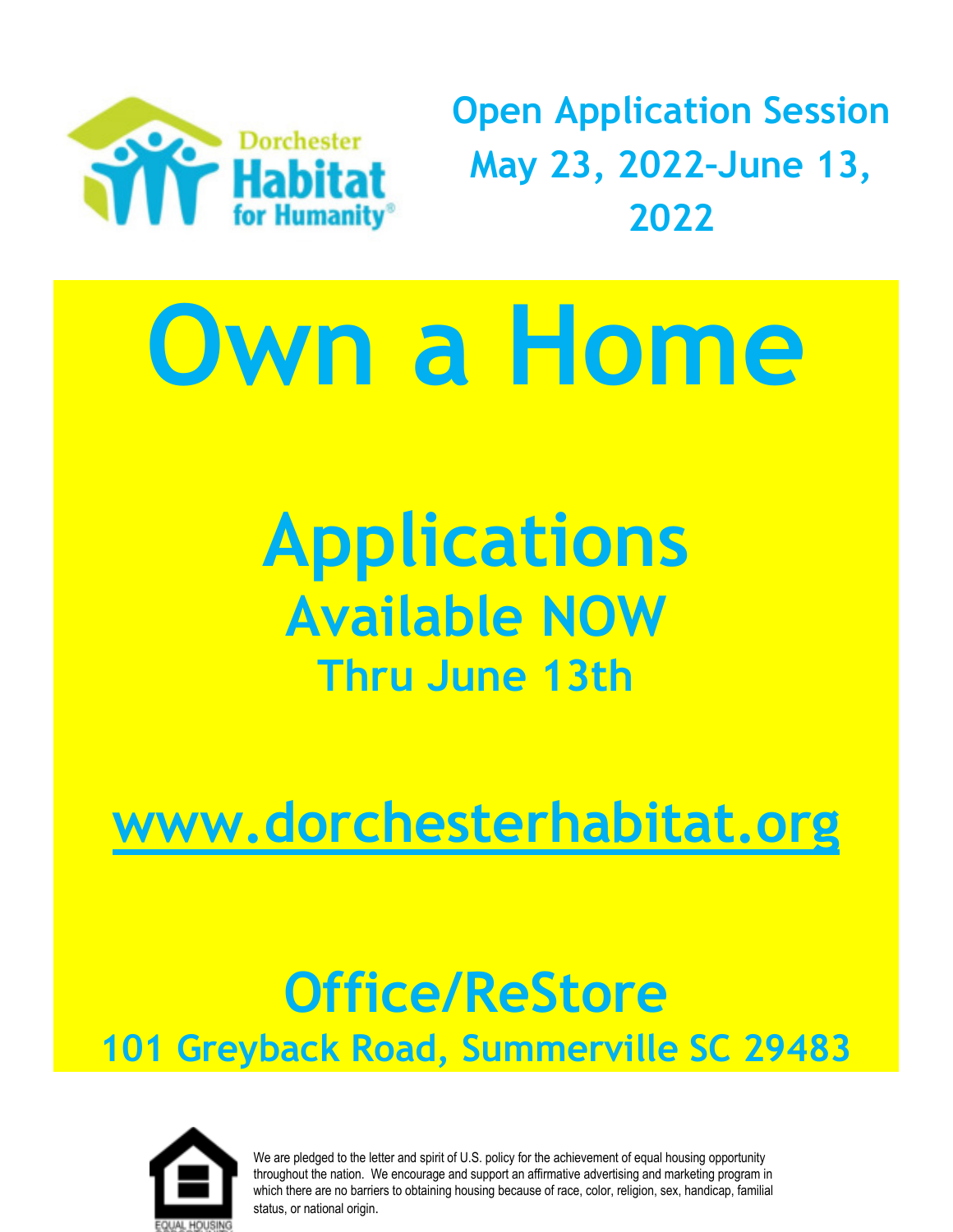Dorchester Habitat for Humanity®

## Open Application Session May 23, 2022–June 13, 2022

# Own a Home

# Applications

## Available NOW

### Thru June 13th

## www.dorchesterhabitat.org

## Office/ReStore

### 101 Greyback Road, Summerville SC 29483

EQUAL HOUSING

We are pledged to the letter and spirit of U.S. policy for the achievement of equal housing opportunity throughout the nation. We encourage and support an affirmative advertising and marketing program in which there are no barriers to obtaining housing because of race, color, religion, sex, handicap, familial status, or national origin.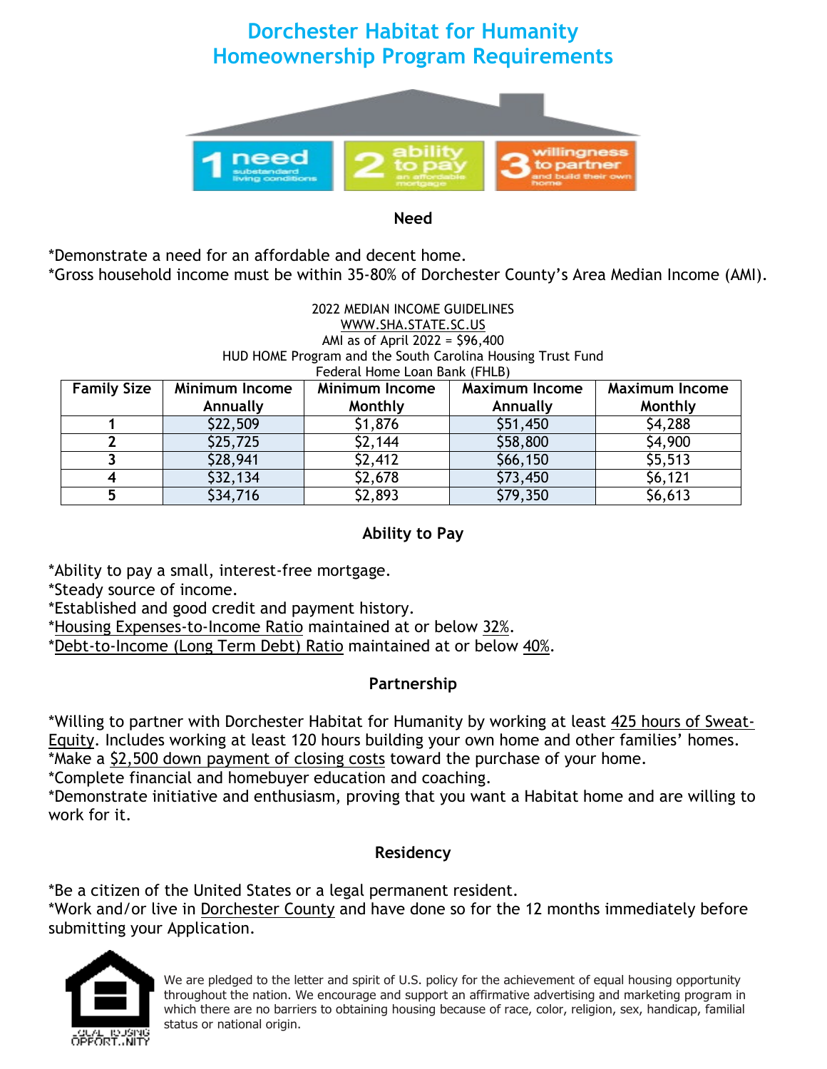# Dorchester Habitat for Humanity
# Homeownership Program Requirements

1 need substandard living conditions | 2 ability to pay an affordable mortgage | 3 willingness to partner and build their own home

### Need

*Demonstrate a need for an affordable and decent home.
*Gross household income must be within 35-80% of Dorchester County's Area Median Income (AMI).

2022 MEDIAN INCOME GUIDELINES
WWW.SHA.STATE.SC.US
AMI as of April 2022 = $96,400
HUD HOME Program and the South Carolina Housing Trust Fund
Federal Home Loan Bank (FHLB)

| Family Size | Minimum Income Annually | Minimum Income Monthly | Maximum Income Annually | Maximum Income Monthly |
|---|---|---|---|---|
| 1 | $22,509 | $1,876 | $51,450 | $4,288 |
| 2 | $25,725 | $2,144 | $58,800 | $4,900 |
| 3 | $28,941 | $2,412 | $66,150 | $5,513 |
| 4 | $32,134 | $2,678 | $73,450 | $6,121 |
| 5 | $34,716 | $2,893 | $79,350 | $6,613 |

### Ability to Pay

*Ability to pay a small, interest-free mortgage.
*Steady source of income.
*Established and good credit and payment history.
*Housing Expenses-to-Income Ratio maintained at or below 32%.
*Debt-to-Income (Long Term Debt) Ratio maintained at or below 40%.

### Partnership

*Willing to partner with Dorchester Habitat for Humanity by working at least 425 hours of Sweat-Equity. Includes working at least 120 hours building your own home and other families' homes.
*Make a $2,500 down payment of closing costs toward the purchase of your home.
*Complete financial and homebuyer education and coaching.
*Demonstrate initiative and enthusiasm, proving that you want a Habitat home and are willing to work for it.

### Residency

*Be a citizen of the United States or a legal permanent resident.
*Work and/or live in Dorchester County and have done so for the 12 months immediately before submitting your Application.

EQUAL HOUSING OPPORTUNITY

We are pledged to the letter and spirit of U.S. policy for the achievement of equal housing opportunity throughout the nation. We encourage and support an affirmative advertising and marketing program in which there are no barriers to obtaining housing because of race, color, religion, sex, handicap, familial status or national origin.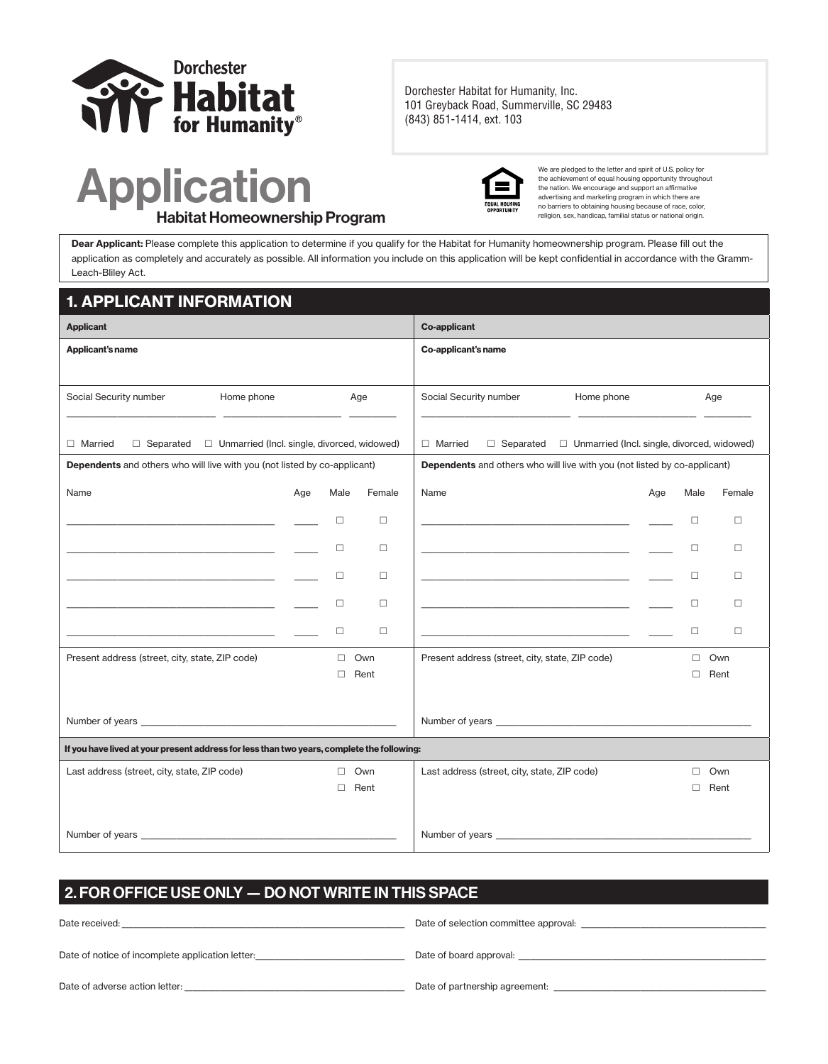Dorchester Habitat for Humanity®

Dorchester Habitat for Humanity, Inc.
101 Greyback Road, Summerville, SC 29483
(843) 851-1414, ext. 103

# Application

## Habitat Homeownership Program

EQUAL HOUSING OPPORTUNITY

We are pledged to the letter and spirit of U.S. policy for the achievement of equal housing opportunity throughout the nation. We encourage and support an affirmative advertising and marketing program in which there are no barriers to obtaining housing because of race, color, religion, sex, handicap, familial status or national origin.

**Dear Applicant:** Please complete this application to determine if you qualify for the Habitat for Humanity homeownership program. Please fill out the application as completely and accurately as possible. All information you include on this application will be kept confidential in accordance with the Gramm-Leach-Bliley Act.

## 1. APPLICANT INFORMATION

| **Applicant** | **Co-applicant** |
|---|---|
| **Applicant's name** | **Co-applicant's name** |
| Social Security number ____ Home phone ____ Age ____ | Social Security number ____ Home phone ____ Age ____ |
| ☐ Married ☐ Separated ☐ Unmarried (Incl. single, divorced, widowed) | ☐ Married ☐ Separated ☐ Unmarried (Incl. single, divorced, widowed) |
| **Dependents** and others who will live with you (not listed by co-applicant) | **Dependents** and others who will live with you (not listed by co-applicant) |

| Name | Age | Male | Female | Name | Age | Male | Female |
|---|---|---|---|---|---|---|---|
| ____ | ____ | ☐ | ☐ | ____ | ____ | ☐ | ☐ |
| ____ | ____ | ☐ | ☐ | ____ | ____ | ☐ | ☐ |
| ____ | ____ | ☐ | ☐ | ____ | ____ | ☐ | ☐ |
| ____ | ____ | ☐ | ☐ | ____ | ____ | ☐ | ☐ |
| ____ | ____ | ☐ | ☐ | ____ | ____ | ☐ | ☐ |

| Applicant | Co-applicant |
|---|---|
| Present address (street, city, state, ZIP code) ☐ Own ☐ Rent | Present address (street, city, state, ZIP code) ☐ Own ☐ Rent |
| Number of years ____ | Number of years ____ |

**If you have lived at your present address for less than two years, complete the following:**

| Applicant | Co-applicant |
|---|---|
| Last address (street, city, state, ZIP code) ☐ Own ☐ Rent | Last address (street, city, state, ZIP code) ☐ Own ☐ Rent |
| Number of years ____ | Number of years ____ |

## 2. FOR OFFICE USE ONLY — DO NOT WRITE IN THIS SPACE

Date received: ____

Date of selection committee approval: ____

Date of notice of incomplete application letter: ____

Date of board approval: ____

Date of adverse action letter: ____

Date of partnership agreement: ____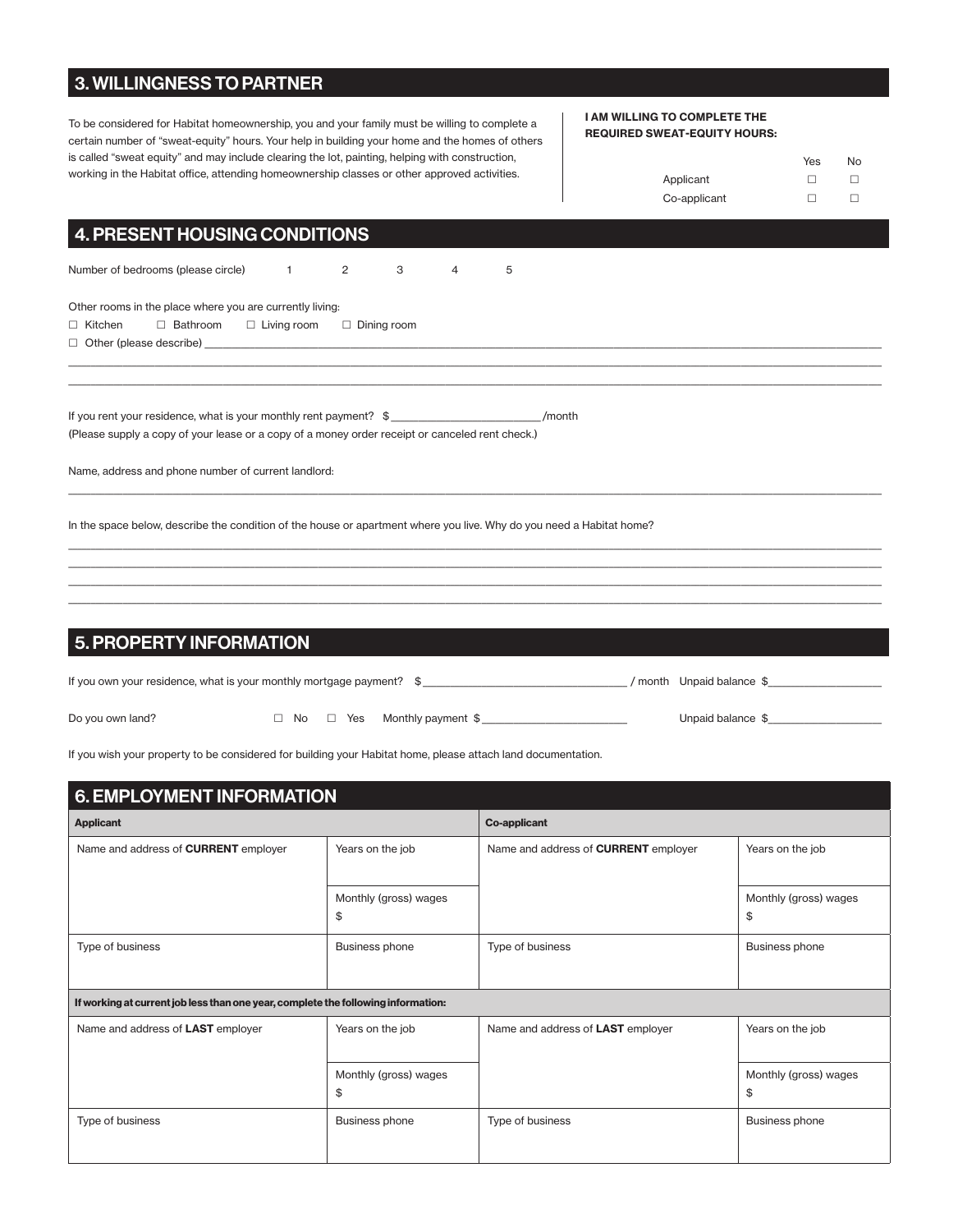## 3. WILLINGNESS TO PARTNER

To be considered for Habitat homeownership, you and your family must be willing to complete a certain number of "sweat-equity" hours. Your help in building your home and the homes of others is called "sweat equity" and may include clearing the lot, painting, helping with construction, working in the Habitat office, attending homeownership classes or other approved activities.

**I AM WILLING TO COMPLETE THE REQUIRED SWEAT-EQUITY HOURS:**

| | Yes | No |
|---|---|---|
| Applicant | ☐ | ☐ |
| Co-applicant | ☐ | ☐ |

## 4. PRESENT HOUSING CONDITIONS

Number of bedrooms (please circle) 1 2 3 4 5

Other rooms in the place where you are currently living:

☐ Kitchen ☐ Bathroom ☐ Living room ☐ Dining room

☐ Other (please describe) ______________________________________________

______________________________________________

______________________________________________

If you rent your residence, what is your monthly rent payment? $________________/month

(Please supply a copy of your lease or a copy of a money order receipt or canceled rent check.)

Name, address and phone number of current landlord:

______________________________________________

In the space below, describe the condition of the house or apartment where you live. Why do you need a Habitat home?

______________________________________________

______________________________________________

______________________________________________

______________________________________________

## 5. PROPERTY INFORMATION

If you own your residence, what is your monthly mortgage payment? $________________ / month Unpaid balance $____________

Do you own land? ☐ No ☐ Yes Monthly payment $________________ Unpaid balance $____________

If you wish your property to be considered for building your Habitat home, please attach land documentation.

## 6. EMPLOYMENT INFORMATION

| **Applicant** | | **Co-applicant** | |
|---|---|---|---|
| Name and address of **CURRENT** employer | Years on the job | Name and address of **CURRENT** employer | Years on the job |
| | Monthly (gross) wages $ | | Monthly (gross) wages $ |
| Type of business | Business phone | Type of business | Business phone |
| **If working at current job less than one year, complete the following information:** | | | |
| Name and address of **LAST** employer | Years on the job | Name and address of **LAST** employer | Years on the job |
| | Monthly (gross) wages $ | | Monthly (gross) wages $ |
| Type of business | Business phone | Type of business | Business phone |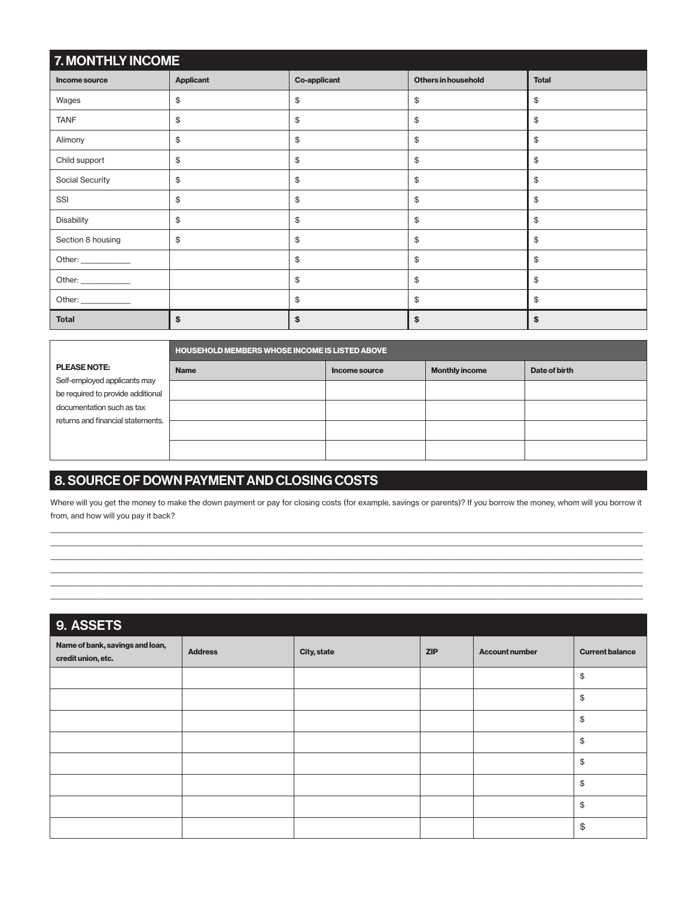## 7. MONTHLY INCOME

| Income source | Applicant | Co-applicant | Others in household | Total |
|---|---|---|---|---|
| Wages | $ | $ | $ | $ |
| TANF | $ | $ | $ | $ |
| Alimony | $ | $ | $ | $ |
| Child support | $ | $ | $ | $ |
| Social Security | $ | $ | $ | $ |
| SSI | $ | $ | $ | $ |
| Disability | $ | $ | $ | $ |
| Section 8 housing | $ | $ | $ | $ |
| Other: ___________ | | $ | $ | $ |
| Other: ___________ | | $ | $ | $ |
| Other: ___________ | | $ | $ | $ |
| **Total** | **$** | **$** | **$** | **$** |

**PLEASE NOTE:**
Self-employed applicants may be required to provide additional documentation such as tax returns and financial statements.

| HOUSEHOLD MEMBERS WHOSE INCOME IS LISTED ABOVE | | | |
|---|---|---|---|
| **Name** | **Income source** | **Monthly income** | **Date of birth** |
| | | | |
| | | | |
| | | | |
| | | | |

## 8. SOURCE OF DOWN PAYMENT AND CLOSING COSTS

Where will you get the money to make the down payment or pay for closing costs (for example, savings or parents)? If you borrow the money, whom will you borrow it from, and how will you pay it back?

______________________________________________________________________________________________

______________________________________________________________________________________________

______________________________________________________________________________________________

______________________________________________________________________________________________

______________________________________________________________________________________________

______________________________________________________________________________________________

## 9. ASSETS

| Name of bank, savings and loan, credit union, etc. | Address | City, state | ZIP | Account number | Current balance |
|---|---|---|---|---|---|
| | | | | | $ |
| | | | | | $ |
| | | | | | $ |
| | | | | | $ |
| | | | | | $ |
| | | | | | $ |
| | | | | | $ |
| | | | | | $ |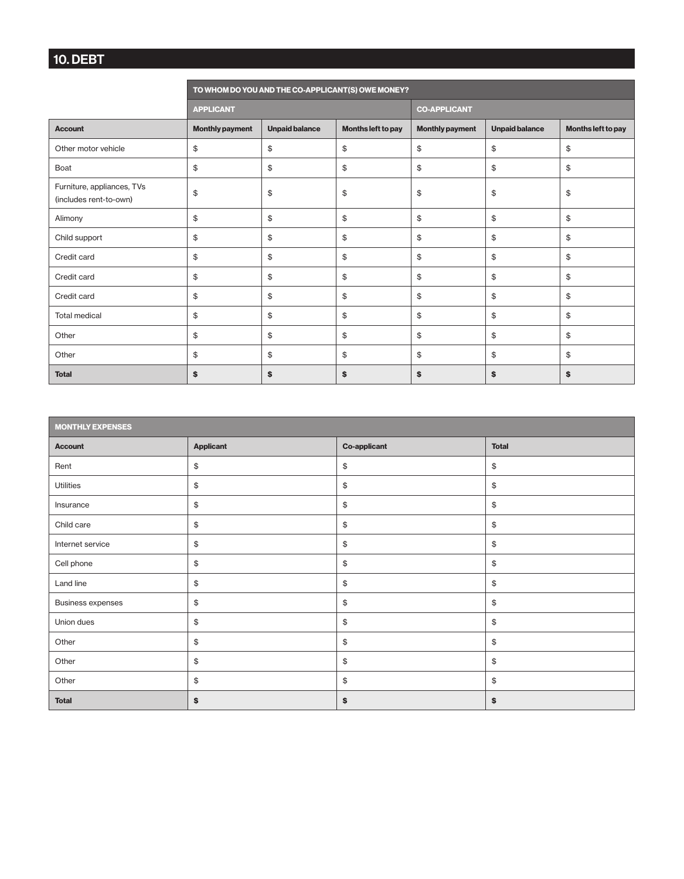## 10. DEBT

| | TO WHOM DO YOU AND THE CO-APPLICANT(S) OWE MONEY? | | | | | |
|---|---|---|---|---|---|---|
| | **APPLICANT** | | | **CO-APPLICANT** | | |
| **Account** | **Monthly payment** | **Unpaid balance** | **Months left to pay** | **Monthly payment** | **Unpaid balance** | **Months left to pay** |
| Other motor vehicle | $ | $ | $ | $ | $ | $ |
| Boat | $ | $ | $ | $ | $ | $ |
| Furniture, appliances, TVs (includes rent-to-own) | $ | $ | $ | $ | $ | $ |
| Alimony | $ | $ | $ | $ | $ | $ |
| Child support | $ | $ | $ | $ | $ | $ |
| Credit card | $ | $ | $ | $ | $ | $ |
| Credit card | $ | $ | $ | $ | $ | $ |
| Credit card | $ | $ | $ | $ | $ | $ |
| Total medical | $ | $ | $ | $ | $ | $ |
| Other | $ | $ | $ | $ | $ | $ |
| Other | $ | $ | $ | $ | $ | $ |
| **Total** | **$** | **$** | **$** | **$** | **$** | **$** |

| MONTHLY EXPENSES | | | |
|---|---|---|---|
| **Account** | **Applicant** | **Co-applicant** | **Total** |
| Rent | $ | $ | $ |
| Utilities | $ | $ | $ |
| Insurance | $ | $ | $ |
| Child care | $ | $ | $ |
| Internet service | $ | $ | $ |
| Cell phone | $ | $ | $ |
| Land line | $ | $ | $ |
| Business expenses | $ | $ | $ |
| Union dues | $ | $ | $ |
| Other | $ | $ | $ |
| Other | $ | $ | $ |
| Other | $ | $ | $ |
| **Total** | **$** | **$** | **$** |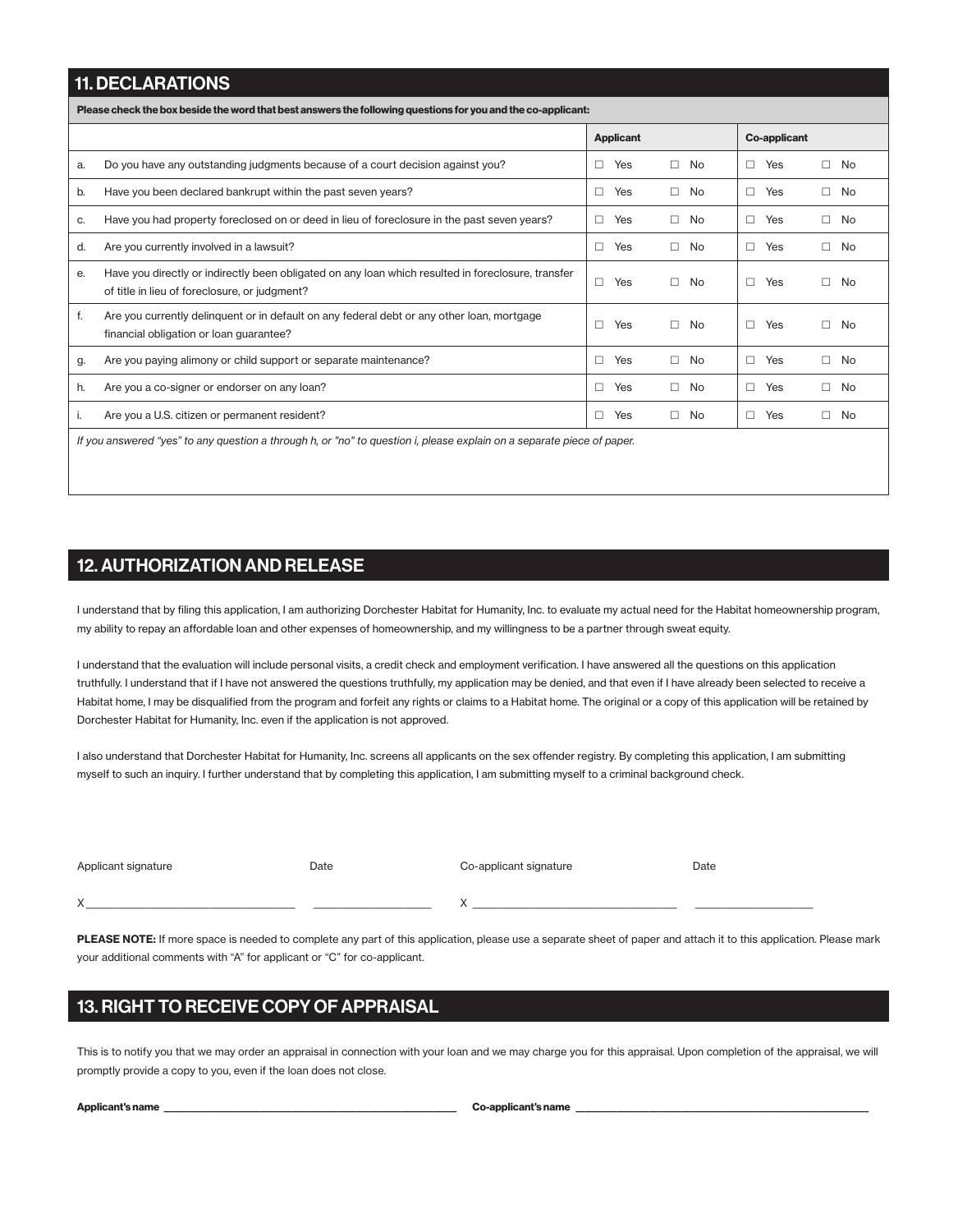## 11. DECLARATIONS

**Please check the box beside the word that best answers the following questions for you and the co-applicant:**

| | | **Applicant** | | **Co-applicant** | |
|---|---|---|---|---|---|
| a. | Do you have any outstanding judgments because of a court decision against you? | ☐ Yes | ☐ No | ☐ Yes | ☐ No |
| b. | Have you been declared bankrupt within the past seven years? | ☐ Yes | ☐ No | ☐ Yes | ☐ No |
| c. | Have you had property foreclosed on or deed in lieu of foreclosure in the past seven years? | ☐ Yes | ☐ No | ☐ Yes | ☐ No |
| d. | Are you currently involved in a lawsuit? | ☐ Yes | ☐ No | ☐ Yes | ☐ No |
| e. | Have you directly or indirectly been obligated on any loan which resulted in foreclosure, transfer of title in lieu of foreclosure, or judgment? | ☐ Yes | ☐ No | ☐ Yes | ☐ No |
| f. | Are you currently delinquent or in default on any federal debt or any other loan, mortgage financial obligation or loan guarantee? | ☐ Yes | ☐ No | ☐ Yes | ☐ No |
| g. | Are you paying alimony or child support or separate maintenance? | ☐ Yes | ☐ No | ☐ Yes | ☐ No |
| h. | Are you a co-signer or endorser on any loan? | ☐ Yes | ☐ No | ☐ Yes | ☐ No |
| i. | Are you a U.S. citizen or permanent resident? | ☐ Yes | ☐ No | ☐ Yes | ☐ No |

*If you answered "yes" to any question a through h, or "no" to question i, please explain on a separate piece of paper.*

## 12. AUTHORIZATION AND RELEASE

I understand that by filing this application, I am authorizing Dorchester Habitat for Humanity, Inc. to evaluate my actual need for the Habitat homeownership program, my ability to repay an affordable loan and other expenses of homeownership, and my willingness to be a partner through sweat equity.

I understand that the evaluation will include personal visits, a credit check and employment verification. I have answered all the questions on this application truthfully. I understand that if I have not answered the questions truthfully, my application may be denied, and that even if I have already been selected to receive a Habitat home, I may be disqualified from the program and forfeit any rights or claims to a Habitat home. The original or a copy of this application will be retained by Dorchester Habitat for Humanity, Inc. even if the application is not approved.

I also understand that Dorchester Habitat for Humanity, Inc. screens all applicants on the sex offender registry. By completing this application, I am submitting myself to such an inquiry. I further understand that by completing this application, I am submitting myself to a criminal background check.

| Applicant signature | Date | Co-applicant signature | Date |
|---|---|---|---|
| X ______________________________ | ____________________ | X ______________________________ | ____________________ |

**PLEASE NOTE:** If more space is needed to complete any part of this application, please use a separate sheet of paper and attach it to this application. Please mark your additional comments with "A" for applicant or "C" for co-applicant.

## 13. RIGHT TO RECEIVE COPY OF APPRAISAL

This is to notify you that we may order an appraisal in connection with your loan and we may charge you for this appraisal. Upon completion of the appraisal, we will promptly provide a copy to you, even if the loan does not close.

**Applicant's name** ______________________________ **Co-applicant's name** ______________________________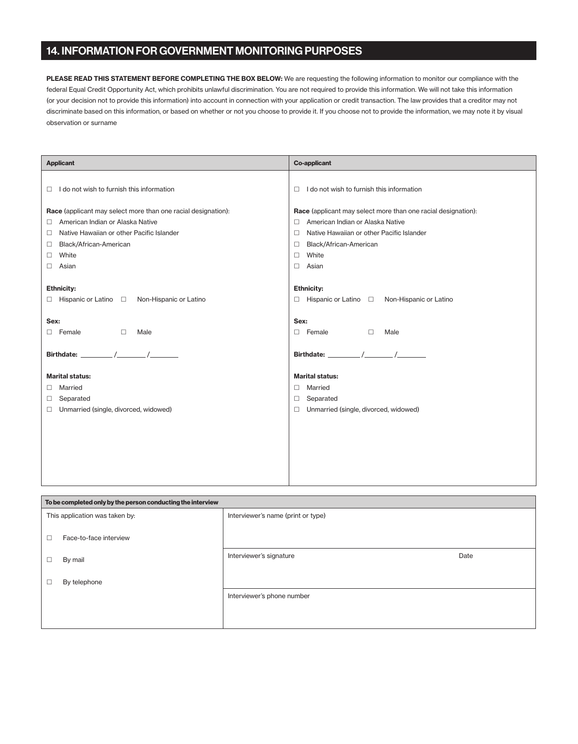## 14. INFORMATION FOR GOVERNMENT MONITORING PURPOSES

**PLEASE READ THIS STATEMENT BEFORE COMPLETING THE BOX BELOW:** We are requesting the following information to monitor our compliance with the federal Equal Credit Opportunity Act, which prohibits unlawful discrimination. You are not required to provide this information. We will not take this information (or your decision not to provide this information) into account in connection with your application or credit transaction. The law provides that a creditor may not discriminate based on this information, or based on whether or not you choose to provide it. If you choose not to provide the information, we may note it by visual observation or surname

| Applicant | Co-applicant |
| --- | --- |
| ☐ I do not wish to furnish this information | ☐ I do not wish to furnish this information |
| **Race** (applicant may select more than one racial designation): | **Race** (applicant may select more than one racial designation): |
| ☐ American Indian or Alaska Native | ☐ American Indian or Alaska Native |
| ☐ Native Hawaiian or other Pacific Islander | ☐ Native Hawaiian or other Pacific Islander |
| ☐ Black/African-American | ☐ Black/African-American |
| ☐ White | ☐ White |
| ☐ Asian | ☐ Asian |
| **Ethnicity:** | **Ethnicity:** |
| ☐ Hispanic or Latino ☐ Non-Hispanic or Latino | ☐ Hispanic or Latino ☐ Non-Hispanic or Latino |
| **Sex:** | **Sex:** |
| ☐ Female ☐ Male | ☐ Female ☐ Male |
| **Birthdate:** ________ /________ /________ | **Birthdate:** ________ /________ /________ |
| **Marital status:** | **Marital status:** |
| ☐ Married | ☐ Married |
| ☐ Separated | ☐ Separated |
| ☐ Unmarried (single, divorced, widowed) | ☐ Unmarried (single, divorced, widowed) |

| To be completed only by the person conducting the interview | | |
| --- | --- | --- |
| This application was taken by: | Interviewer's name (print or type) | |
| ☐ Face-to-face interview | | |
| ☐ By mail | Interviewer's signature | Date |
| ☐ By telephone | | |
| | Interviewer's phone number | |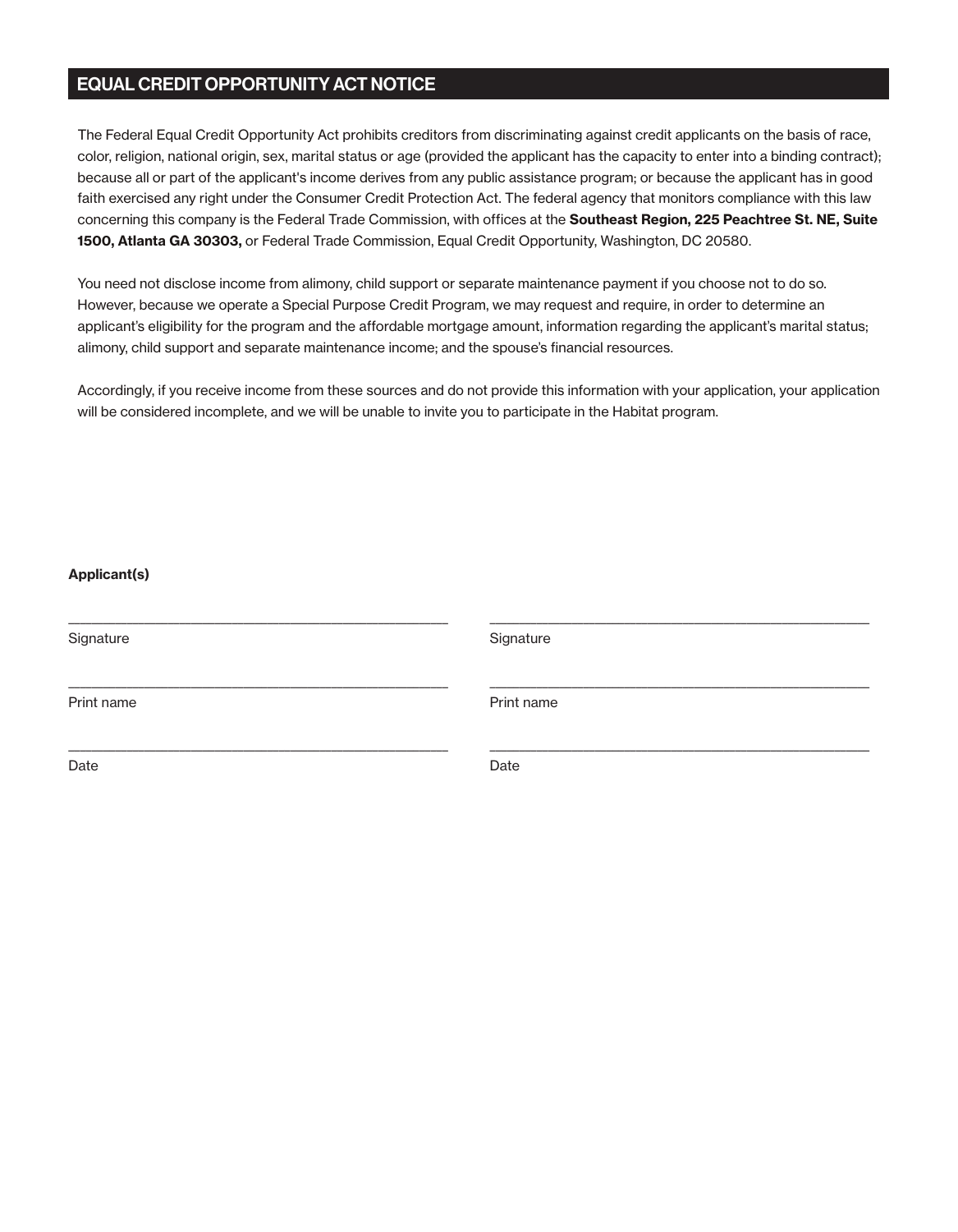## EQUAL CREDIT OPPORTUNITY ACT NOTICE

The Federal Equal Credit Opportunity Act prohibits creditors from discriminating against credit applicants on the basis of race, color, religion, national origin, sex, marital status or age (provided the applicant has the capacity to enter into a binding contract); because all or part of the applicant's income derives from any public assistance program; or because the applicant has in good faith exercised any right under the Consumer Credit Protection Act. The federal agency that monitors compliance with this law concerning this company is the Federal Trade Commission, with offices at the **Southeast Region, 225 Peachtree St. NE, Suite 1500, Atlanta GA 30303,** or Federal Trade Commission, Equal Credit Opportunity, Washington, DC 20580.

You need not disclose income from alimony, child support or separate maintenance payment if you choose not to do so. However, because we operate a Special Purpose Credit Program, we may request and require, in order to determine an applicant's eligibility for the program and the affordable mortgage amount, information regarding the applicant's marital status; alimony, child support and separate maintenance income; and the spouse's financial resources.

Accordingly, if you receive income from these sources and do not provide this information with your application, your application will be considered incomplete, and we will be unable to invite you to participate in the Habitat program.

**Applicant(s)**

\_\_\_\_\_\_\_\_\_\_\_\_\_\_\_\_\_\_\_\_\_\_\_\_\_\_\_\_\_\_\_\_\_\_\_\_\_\_\_\_
Signature

\_\_\_\_\_\_\_\_\_\_\_\_\_\_\_\_\_\_\_\_\_\_\_\_\_\_\_\_\_\_\_\_\_\_\_\_\_\_\_\_
Print name

\_\_\_\_\_\_\_\_\_\_\_\_\_\_\_\_\_\_\_\_\_\_\_\_\_\_\_\_\_\_\_\_\_\_\_\_\_\_\_\_
Date

\_\_\_\_\_\_\_\_\_\_\_\_\_\_\_\_\_\_\_\_\_\_\_\_\_\_\_\_\_\_\_\_\_\_\_\_\_\_\_\_
Signature

\_\_\_\_\_\_\_\_\_\_\_\_\_\_\_\_\_\_\_\_\_\_\_\_\_\_\_\_\_\_\_\_\_\_\_\_\_\_\_\_
Print name

\_\_\_\_\_\_\_\_\_\_\_\_\_\_\_\_\_\_\_\_\_\_\_\_\_\_\_\_\_\_\_\_\_\_\_\_\_\_\_\_
Date